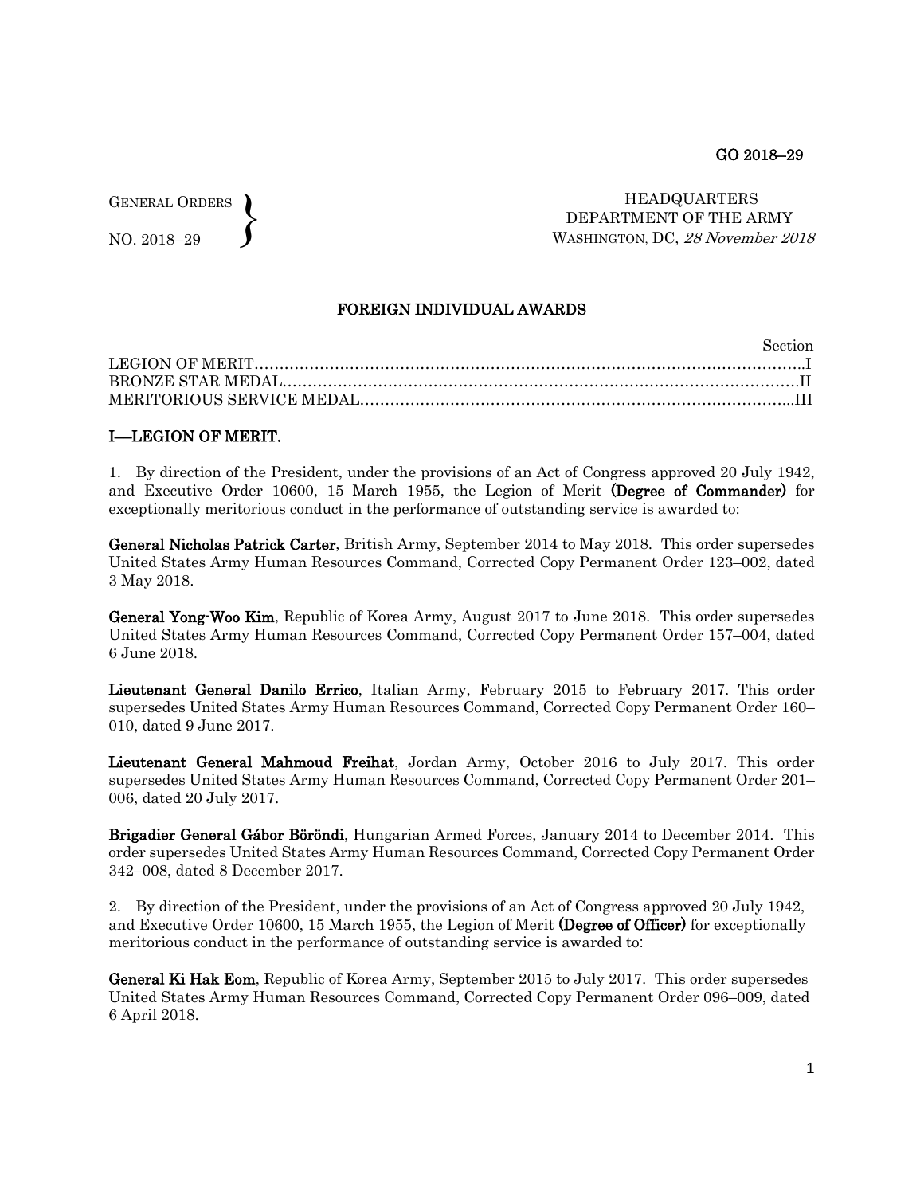GO 2018–29

GENERAL ORDERS
NO. 2018–29

HEADQUARTERS
DEPARTMENT OF THE ARMY
WASHINGTON, DC, *28 November 2018*

## FOREIGN INDIVIDUAL AWARDS

| | Section |
|---|---|
| LEGION OF MERIT | I |
| BRONZE STAR MEDAL | II |
| MERITORIOUS SERVICE MEDAL | III |

## I—LEGION OF MERIT.

1. By direction of the President, under the provisions of an Act of Congress approved 20 July 1942, and Executive Order 10600, 15 March 1955, the Legion of Merit **(Degree of Commander)** for exceptionally meritorious conduct in the performance of outstanding service is awarded to:

**General Nicholas Patrick Carter**, British Army, September 2014 to May 2018. This order supersedes United States Army Human Resources Command, Corrected Copy Permanent Order 123–002, dated 3 May 2018.

**General Yong-Woo Kim**, Republic of Korea Army, August 2017 to June 2018. This order supersedes United States Army Human Resources Command, Corrected Copy Permanent Order 157–004, dated 6 June 2018.

**Lieutenant General Danilo Errico**, Italian Army, February 2015 to February 2017. This order supersedes United States Army Human Resources Command, Corrected Copy Permanent Order 160–010, dated 9 June 2017.

**Lieutenant General Mahmoud Freihat**, Jordan Army, October 2016 to July 2017. This order supersedes United States Army Human Resources Command, Corrected Copy Permanent Order 201–006, dated 20 July 2017.

**Brigadier General Gábor Böröndi**, Hungarian Armed Forces, January 2014 to December 2014. This order supersedes United States Army Human Resources Command, Corrected Copy Permanent Order 342–008, dated 8 December 2017.

2. By direction of the President, under the provisions of an Act of Congress approved 20 July 1942, and Executive Order 10600, 15 March 1955, the Legion of Merit **(Degree of Officer)** for exceptionally meritorious conduct in the performance of outstanding service is awarded to:

**General Ki Hak Eom**, Republic of Korea Army, September 2015 to July 2017. This order supersedes United States Army Human Resources Command, Corrected Copy Permanent Order 096–009, dated 6 April 2018.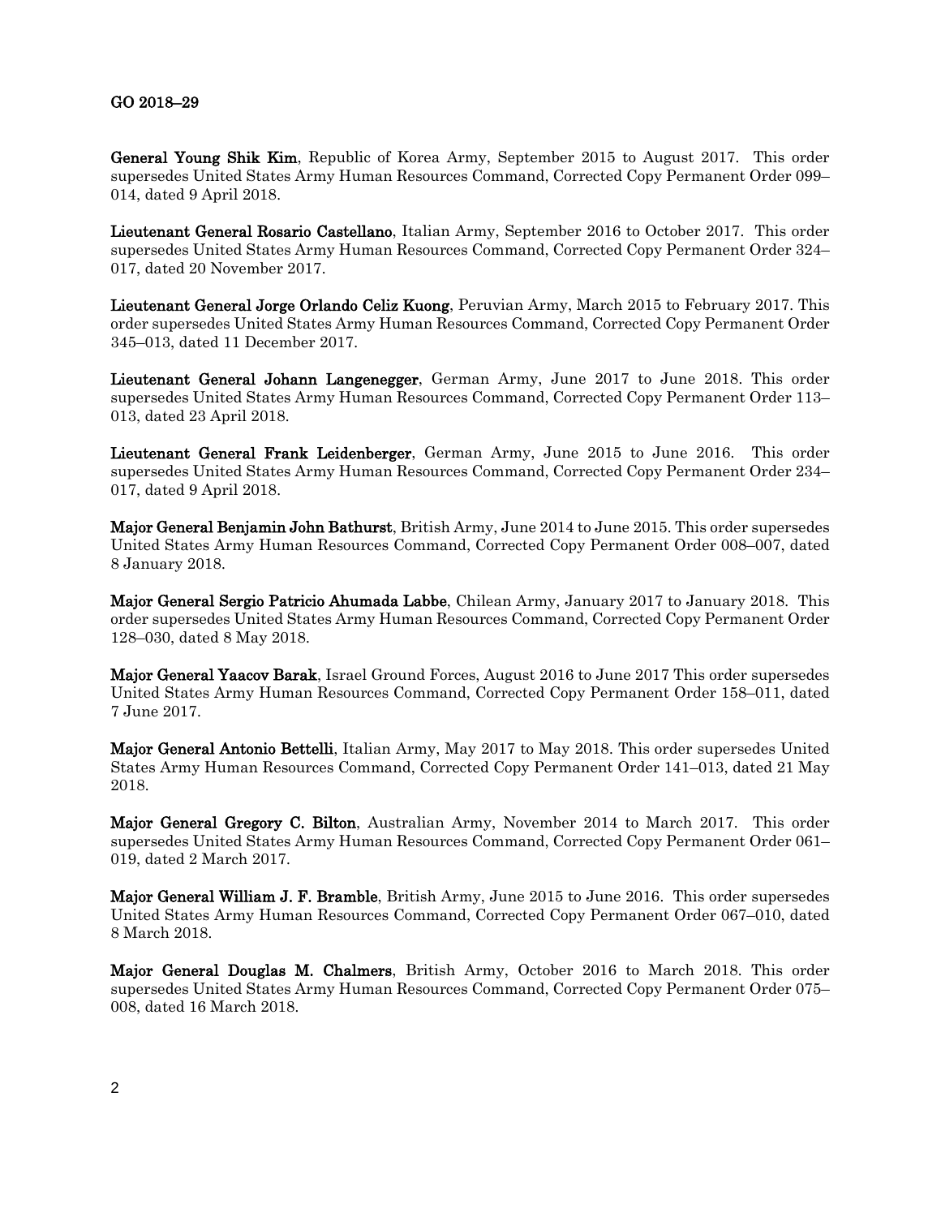**General Young Shik Kim**, Republic of Korea Army, September 2015 to August 2017. This order supersedes United States Army Human Resources Command, Corrected Copy Permanent Order 099–014, dated 9 April 2018.

**Lieutenant General Rosario Castellano**, Italian Army, September 2016 to October 2017. This order supersedes United States Army Human Resources Command, Corrected Copy Permanent Order 324–017, dated 20 November 2017.

**Lieutenant General Jorge Orlando Celiz Kuong**, Peruvian Army, March 2015 to February 2017. This order supersedes United States Army Human Resources Command, Corrected Copy Permanent Order 345–013, dated 11 December 2017.

**Lieutenant General Johann Langenegger**, German Army, June 2017 to June 2018. This order supersedes United States Army Human Resources Command, Corrected Copy Permanent Order 113–013, dated 23 April 2018.

**Lieutenant General Frank Leidenberger**, German Army, June 2015 to June 2016. This order supersedes United States Army Human Resources Command, Corrected Copy Permanent Order 234–017, dated 9 April 2018.

**Major General Benjamin John Bathurst**, British Army, June 2014 to June 2015. This order supersedes United States Army Human Resources Command, Corrected Copy Permanent Order 008–007, dated 8 January 2018.

**Major General Sergio Patricio Ahumada Labbe**, Chilean Army, January 2017 to January 2018. This order supersedes United States Army Human Resources Command, Corrected Copy Permanent Order 128–030, dated 8 May 2018.

**Major General Yaacov Barak**, Israel Ground Forces, August 2016 to June 2017 This order supersedes United States Army Human Resources Command, Corrected Copy Permanent Order 158–011, dated 7 June 2017.

**Major General Antonio Bettelli**, Italian Army, May 2017 to May 2018. This order supersedes United States Army Human Resources Command, Corrected Copy Permanent Order 141–013, dated 21 May 2018.

**Major General Gregory C. Bilton**, Australian Army, November 2014 to March 2017. This order supersedes United States Army Human Resources Command, Corrected Copy Permanent Order 061–019, dated 2 March 2017.

**Major General William J. F. Bramble**, British Army, June 2015 to June 2016. This order supersedes United States Army Human Resources Command, Corrected Copy Permanent Order 067–010, dated 8 March 2018.

**Major General Douglas M. Chalmers**, British Army, October 2016 to March 2018. This order supersedes United States Army Human Resources Command, Corrected Copy Permanent Order 075–008, dated 16 March 2018.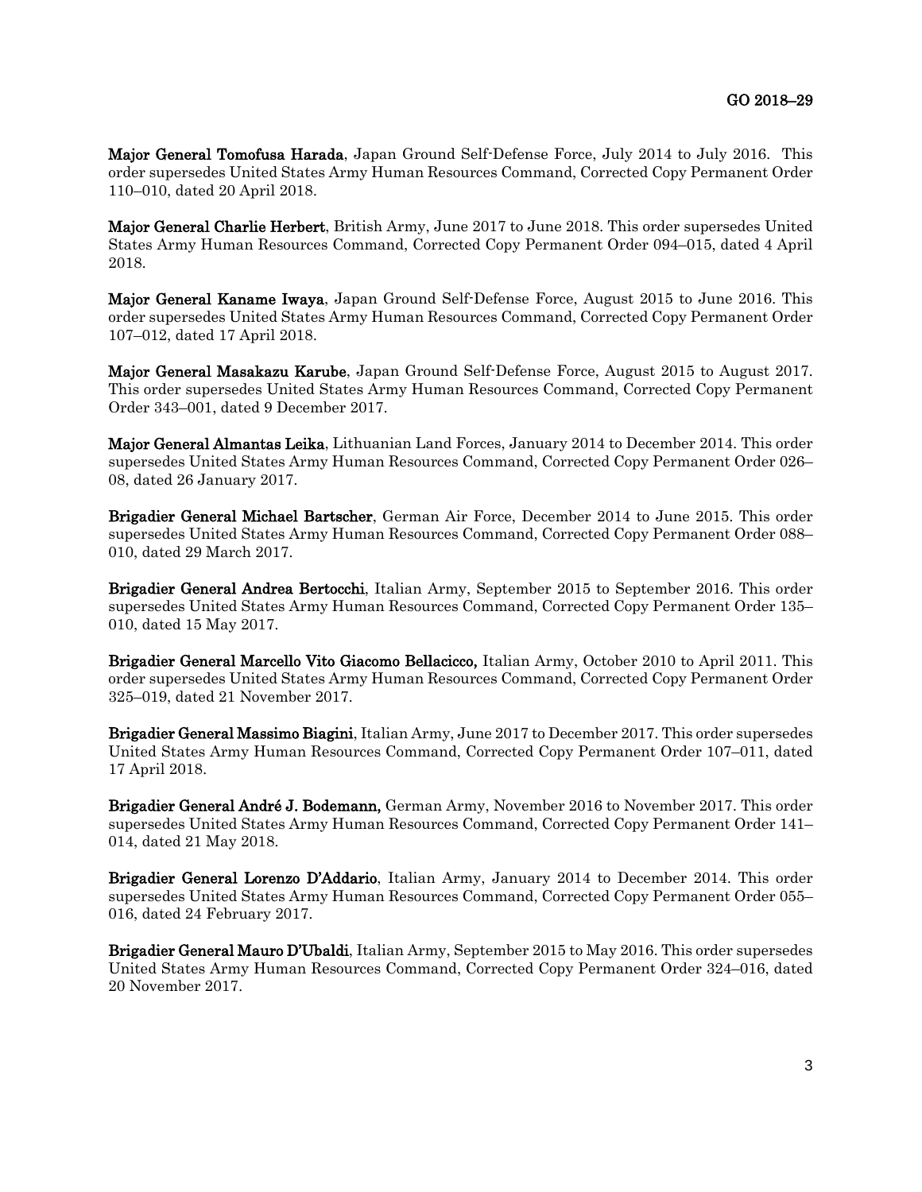**Major General Tomofusa Harada**, Japan Ground Self-Defense Force, July 2014 to July 2016. This order supersedes United States Army Human Resources Command, Corrected Copy Permanent Order 110–010, dated 20 April 2018.

**Major General Charlie Herbert**, British Army, June 2017 to June 2018. This order supersedes United States Army Human Resources Command, Corrected Copy Permanent Order 094–015, dated 4 April 2018.

**Major General Kaname Iwaya**, Japan Ground Self-Defense Force, August 2015 to June 2016. This order supersedes United States Army Human Resources Command, Corrected Copy Permanent Order 107–012, dated 17 April 2018.

**Major General Masakazu Karube**, Japan Ground Self-Defense Force, August 2015 to August 2017. This order supersedes United States Army Human Resources Command, Corrected Copy Permanent Order 343–001, dated 9 December 2017.

**Major General Almantas Leika**, Lithuanian Land Forces, January 2014 to December 2014. This order supersedes United States Army Human Resources Command, Corrected Copy Permanent Order 026–08, dated 26 January 2017.

**Brigadier General Michael Bartscher**, German Air Force, December 2014 to June 2015. This order supersedes United States Army Human Resources Command, Corrected Copy Permanent Order 088–010, dated 29 March 2017.

**Brigadier General Andrea Bertocchi**, Italian Army, September 2015 to September 2016. This order supersedes United States Army Human Resources Command, Corrected Copy Permanent Order 135–010, dated 15 May 2017.

**Brigadier General Marcello Vito Giacomo Bellacicco,** Italian Army, October 2010 to April 2011. This order supersedes United States Army Human Resources Command, Corrected Copy Permanent Order 325–019, dated 21 November 2017.

**Brigadier General Massimo Biagini**, Italian Army, June 2017 to December 2017. This order supersedes United States Army Human Resources Command, Corrected Copy Permanent Order 107–011, dated 17 April 2018.

**Brigadier General André J. Bodemann,** German Army, November 2016 to November 2017. This order supersedes United States Army Human Resources Command, Corrected Copy Permanent Order 141–014, dated 21 May 2018.

**Brigadier General Lorenzo D'Addario**, Italian Army, January 2014 to December 2014. This order supersedes United States Army Human Resources Command, Corrected Copy Permanent Order 055–016, dated 24 February 2017.

**Brigadier General Mauro D'Ubaldi**, Italian Army, September 2015 to May 2016. This order supersedes United States Army Human Resources Command, Corrected Copy Permanent Order 324–016, dated 20 November 2017.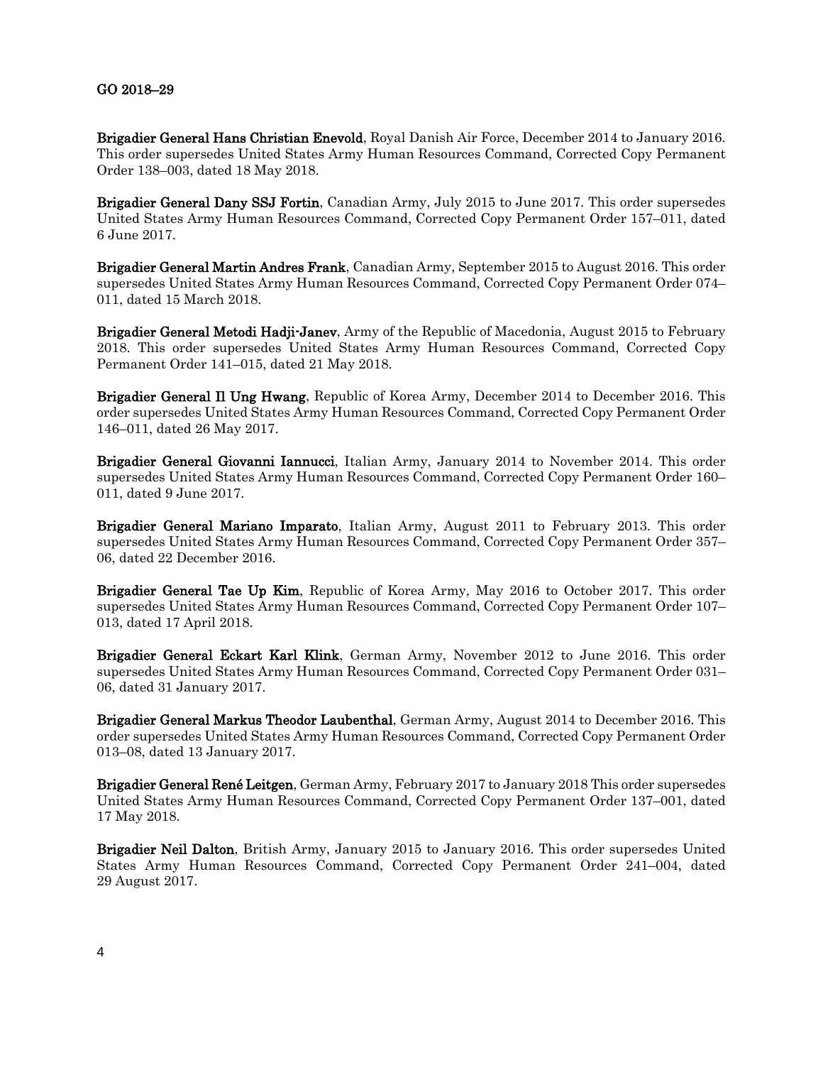**Brigadier General Hans Christian Enevold**, Royal Danish Air Force, December 2014 to January 2016. This order supersedes United States Army Human Resources Command, Corrected Copy Permanent Order 138–003, dated 18 May 2018.

**Brigadier General Dany SSJ Fortin**, Canadian Army, July 2015 to June 2017. This order supersedes United States Army Human Resources Command, Corrected Copy Permanent Order 157–011, dated 6 June 2017.

**Brigadier General Martin Andres Frank**, Canadian Army, September 2015 to August 2016. This order supersedes United States Army Human Resources Command, Corrected Copy Permanent Order 074–011, dated 15 March 2018.

**Brigadier General Metodi Hadji-Janev**, Army of the Republic of Macedonia, August 2015 to February 2018. This order supersedes United States Army Human Resources Command, Corrected Copy Permanent Order 141–015, dated 21 May 2018.

**Brigadier General Il Ung Hwang**, Republic of Korea Army, December 2014 to December 2016. This order supersedes United States Army Human Resources Command, Corrected Copy Permanent Order 146–011, dated 26 May 2017.

**Brigadier General Giovanni Iannucci**, Italian Army, January 2014 to November 2014. This order supersedes United States Army Human Resources Command, Corrected Copy Permanent Order 160–011, dated 9 June 2017.

**Brigadier General Mariano Imparato**, Italian Army, August 2011 to February 2013. This order supersedes United States Army Human Resources Command, Corrected Copy Permanent Order 357–06, dated 22 December 2016.

**Brigadier General Tae Up Kim**, Republic of Korea Army, May 2016 to October 2017. This order supersedes United States Army Human Resources Command, Corrected Copy Permanent Order 107–013, dated 17 April 2018.

**Brigadier General Eckart Karl Klink**, German Army, November 2012 to June 2016. This order supersedes United States Army Human Resources Command, Corrected Copy Permanent Order 031–06, dated 31 January 2017.

**Brigadier General Markus Theodor Laubenthal**, German Army, August 2014 to December 2016. This order supersedes United States Army Human Resources Command, Corrected Copy Permanent Order 013–08, dated 13 January 2017.

**Brigadier General René Leitgen**, German Army, February 2017 to January 2018 This order supersedes United States Army Human Resources Command, Corrected Copy Permanent Order 137–001, dated 17 May 2018.

**Brigadier Neil Dalton**, British Army, January 2015 to January 2016. This order supersedes United States Army Human Resources Command, Corrected Copy Permanent Order 241–004, dated 29 August 2017.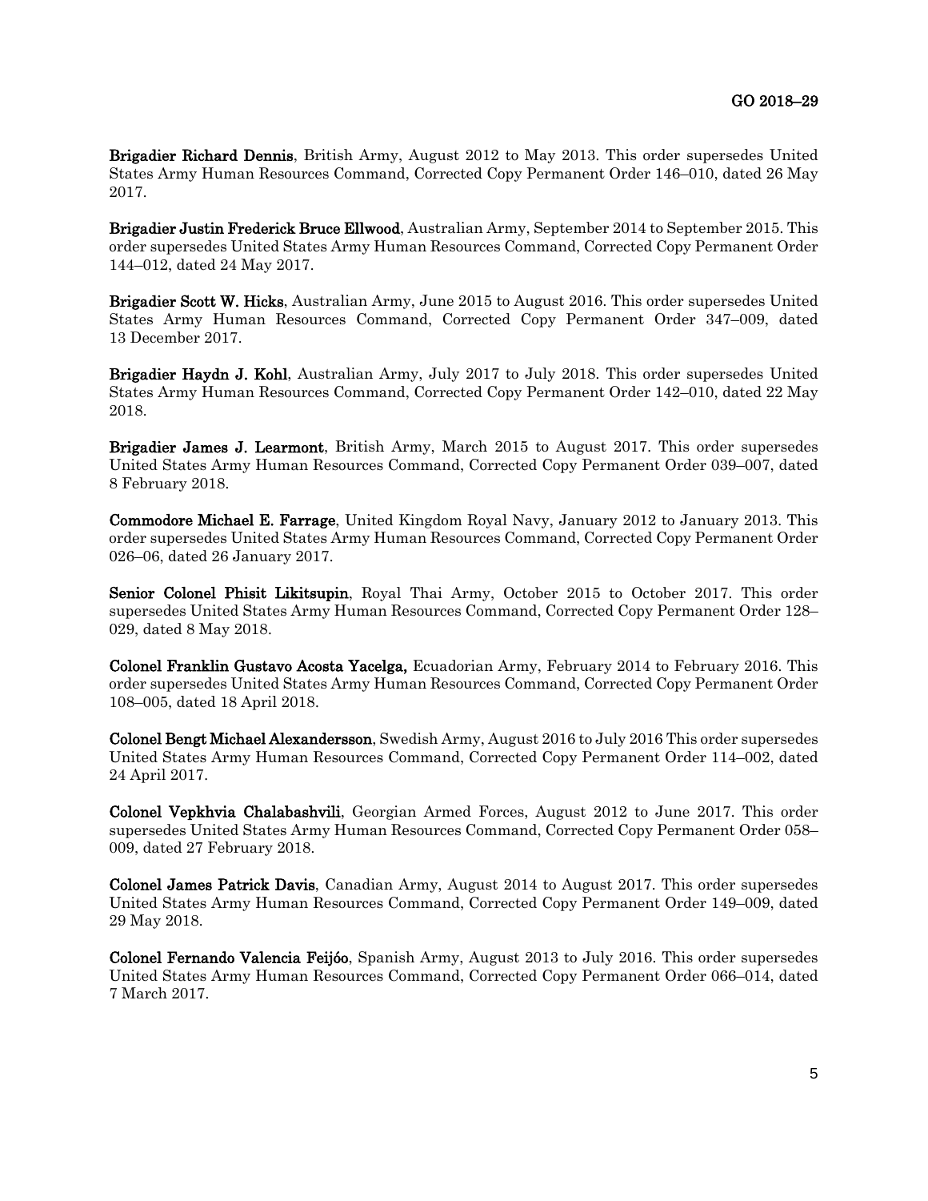**Brigadier Richard Dennis**, British Army, August 2012 to May 2013. This order supersedes United States Army Human Resources Command, Corrected Copy Permanent Order 146–010, dated 26 May 2017.

**Brigadier Justin Frederick Bruce Ellwood**, Australian Army, September 2014 to September 2015. This order supersedes United States Army Human Resources Command, Corrected Copy Permanent Order 144–012, dated 24 May 2017.

**Brigadier Scott W. Hicks**, Australian Army, June 2015 to August 2016. This order supersedes United States Army Human Resources Command, Corrected Copy Permanent Order 347–009, dated 13 December 2017.

**Brigadier Haydn J. Kohl**, Australian Army, July 2017 to July 2018. This order supersedes United States Army Human Resources Command, Corrected Copy Permanent Order 142–010, dated 22 May 2018.

**Brigadier James J. Learmont**, British Army, March 2015 to August 2017. This order supersedes United States Army Human Resources Command, Corrected Copy Permanent Order 039–007, dated 8 February 2018.

**Commodore Michael E. Farrage**, United Kingdom Royal Navy, January 2012 to January 2013. This order supersedes United States Army Human Resources Command, Corrected Copy Permanent Order 026–06, dated 26 January 2017.

**Senior Colonel Phisit Likitsupin**, Royal Thai Army, October 2015 to October 2017. This order supersedes United States Army Human Resources Command, Corrected Copy Permanent Order 128–029, dated 8 May 2018.

**Colonel Franklin Gustavo Acosta Yacelga,** Ecuadorian Army, February 2014 to February 2016. This order supersedes United States Army Human Resources Command, Corrected Copy Permanent Order 108–005, dated 18 April 2018.

**Colonel Bengt Michael Alexandersson**, Swedish Army, August 2016 to July 2016 This order supersedes United States Army Human Resources Command, Corrected Copy Permanent Order 114–002, dated 24 April 2017.

**Colonel Vepkhvia Chalabashvili**, Georgian Armed Forces, August 2012 to June 2017. This order supersedes United States Army Human Resources Command, Corrected Copy Permanent Order 058–009, dated 27 February 2018.

**Colonel James Patrick Davis**, Canadian Army, August 2014 to August 2017. This order supersedes United States Army Human Resources Command, Corrected Copy Permanent Order 149–009, dated 29 May 2018.

**Colonel Fernando Valencia Feijóo**, Spanish Army, August 2013 to July 2016. This order supersedes United States Army Human Resources Command, Corrected Copy Permanent Order 066–014, dated 7 March 2017.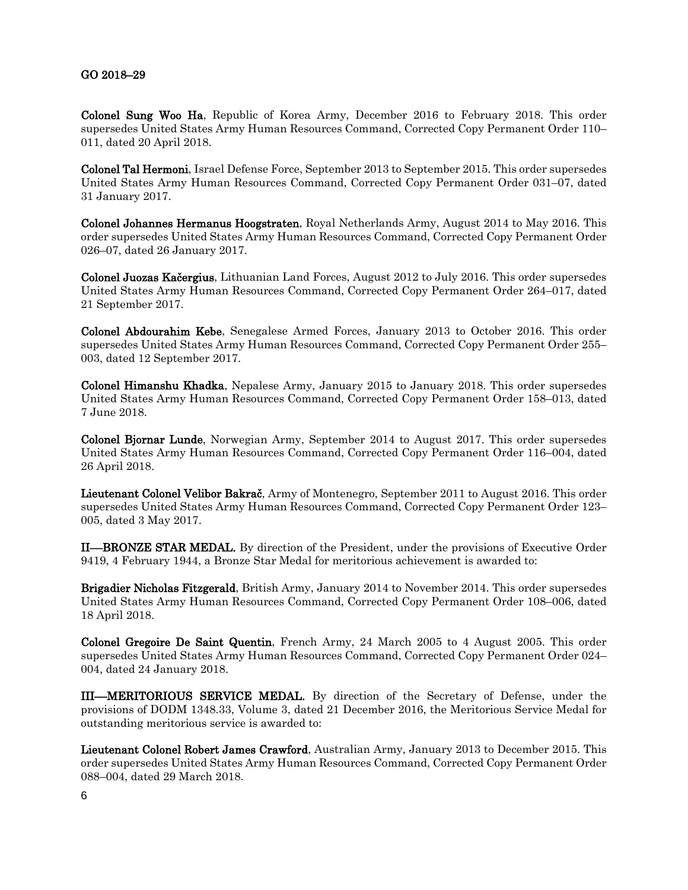**Colonel Sung Woo Ha**, Republic of Korea Army, December 2016 to February 2018. This order supersedes United States Army Human Resources Command, Corrected Copy Permanent Order 110–011, dated 20 April 2018.

**Colonel Tal Hermoni**, Israel Defense Force, September 2013 to September 2015. This order supersedes United States Army Human Resources Command, Corrected Copy Permanent Order 031–07, dated 31 January 2017.

**Colonel Johannes Hermanus Hoogstraten**, Royal Netherlands Army, August 2014 to May 2016. This order supersedes United States Army Human Resources Command, Corrected Copy Permanent Order 026–07, dated 26 January 2017.

**Colonel Juozas Kačergius**, Lithuanian Land Forces, August 2012 to July 2016. This order supersedes United States Army Human Resources Command, Corrected Copy Permanent Order 264–017, dated 21 September 2017.

**Colonel Abdourahim Kebe**, Senegalese Armed Forces, January 2013 to October 2016. This order supersedes United States Army Human Resources Command, Corrected Copy Permanent Order 255–003, dated 12 September 2017.

**Colonel Himanshu Khadka**, Nepalese Army, January 2015 to January 2018. This order supersedes United States Army Human Resources Command, Corrected Copy Permanent Order 158–013, dated 7 June 2018.

**Colonel Bjornar Lunde**, Norwegian Army, September 2014 to August 2017. This order supersedes United States Army Human Resources Command, Corrected Copy Permanent Order 116–004, dated 26 April 2018.

**Lieutenant Colonel Velibor Bakrač**, Army of Montenegro, September 2011 to August 2016. This order supersedes United States Army Human Resources Command, Corrected Copy Permanent Order 123–005, dated 3 May 2017.

**II—BRONZE STAR MEDAL.** By direction of the President, under the provisions of Executive Order 9419, 4 February 1944, a Bronze Star Medal for meritorious achievement is awarded to:

**Brigadier Nicholas Fitzgerald**, British Army, January 2014 to November 2014. This order supersedes United States Army Human Resources Command, Corrected Copy Permanent Order 108–006, dated 18 April 2018.

**Colonel Gregoire De Saint Quentin**, French Army, 24 March 2005 to 4 August 2005. This order supersedes United States Army Human Resources Command, Corrected Copy Permanent Order 024–004, dated 24 January 2018.

**III—MERITORIOUS SERVICE MEDAL.** By direction of the Secretary of Defense, under the provisions of DODM 1348.33, Volume 3, dated 21 December 2016, the Meritorious Service Medal for outstanding meritorious service is awarded to:

**Lieutenant Colonel Robert James Crawford**, Australian Army, January 2013 to December 2015. This order supersedes United States Army Human Resources Command, Corrected Copy Permanent Order 088–004, dated 29 March 2018.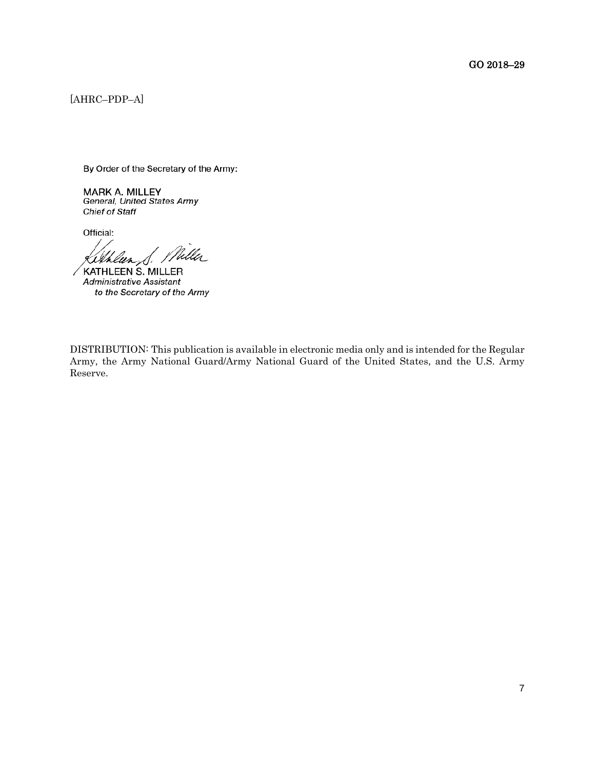[AHRC–PDP–A]

By Order of the Secretary of the Army:

MARK A. MILLEY
*General, United States Army*
*Chief of Staff*

Official:

KATHLEEN S. MILLER
*Administrative Assistant*
*to the Secretary of the Army*

DISTRIBUTION: This publication is available in electronic media only and is intended for the Regular Army, the Army National Guard/Army National Guard of the United States, and the U.S. Army Reserve.